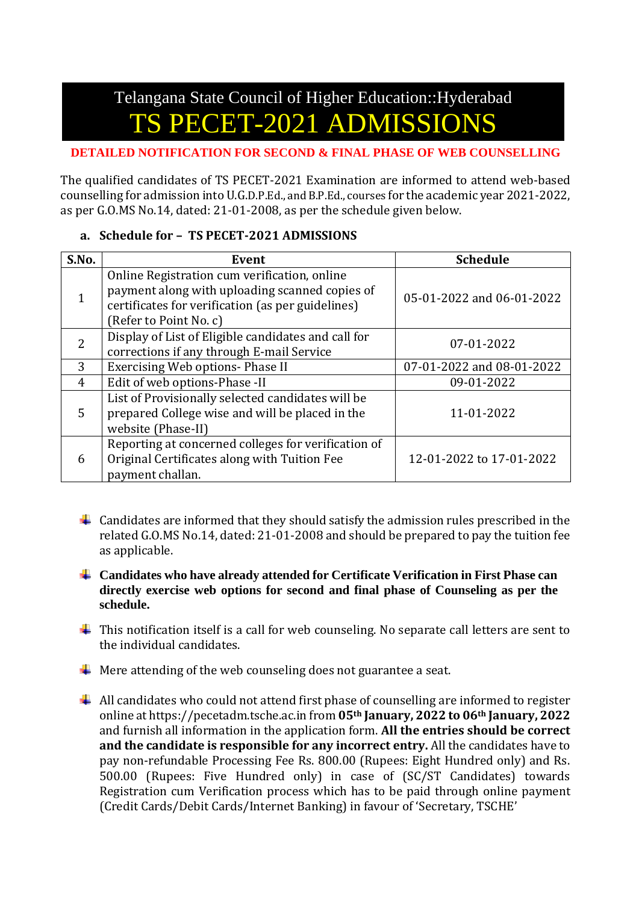# Telangana State Council of Higher Education::Hyderabad

# TS PECET-2021 ADMISSIONS

**DETAILED NOTIFICATION FOR SECOND & FINAL PHASE OF WEB COUNSELLING**

The qualified candidates of TS PECET-2021 Examination are informed to attend web-based counselling for admission into U.G.D.P.Ed., and B.P.Ed., courses for the academic year 2021-2022, as per G.O.MS No.14, dated: 21-01-2008, as per the schedule given below.

**a. Schedule for – TS PECET-2021 ADMISSIONS**

| S.No. | Event | Schedule |
|---|---|---|
| 1 | Online Registration cum verification, online payment along with uploading scanned copies of certificates for verification (as per guidelines) (Refer to Point No. c) | 05-01-2022 and 06-01-2022 |
| 2 | Display of List of Eligible candidates and call for corrections if any through E-mail Service | 07-01-2022 |
| 3 | Exercising Web options- Phase II | 07-01-2022 and 08-01-2022 |
| 4 | Edit of web options-Phase -II | 09-01-2022 |
| 5 | List of Provisionally selected candidates will be prepared College wise and will be placed in the website (Phase-II) | 11-01-2022 |
| 6 | Reporting at concerned colleges for verification of Original Certificates along with Tuition Fee payment challan. | 12-01-2022 to 17-01-2022 |

- Candidates are informed that they should satisfy the admission rules prescribed in the related G.O.MS No.14, dated: 21-01-2008 and should be prepared to pay the tuition fee as applicable.
- **Candidates who have already attended for Certificate Verification in First Phase can directly exercise web options for second and final phase of Counseling as per the schedule.**
- This notification itself is a call for web counseling. No separate call letters are sent to the individual candidates.
- Mere attending of the web counseling does not guarantee a seat.
- All candidates who could not attend first phase of counselling are informed to register online at https://pecetadm.tsche.ac.in from **05th January, 2022 to 06th January, 2022** and furnish all information in the application form. **All the entries should be correct and the candidate is responsible for any incorrect entry.** All the candidates have to pay non-refundable Processing Fee Rs. 800.00 (Rupees: Eight Hundred only) and Rs. 500.00 (Rupees: Five Hundred only) in case of (SC/ST Candidates) towards Registration cum Verification process which has to be paid through online payment (Credit Cards/Debit Cards/Internet Banking) in favour of 'Secretary, TSCHE'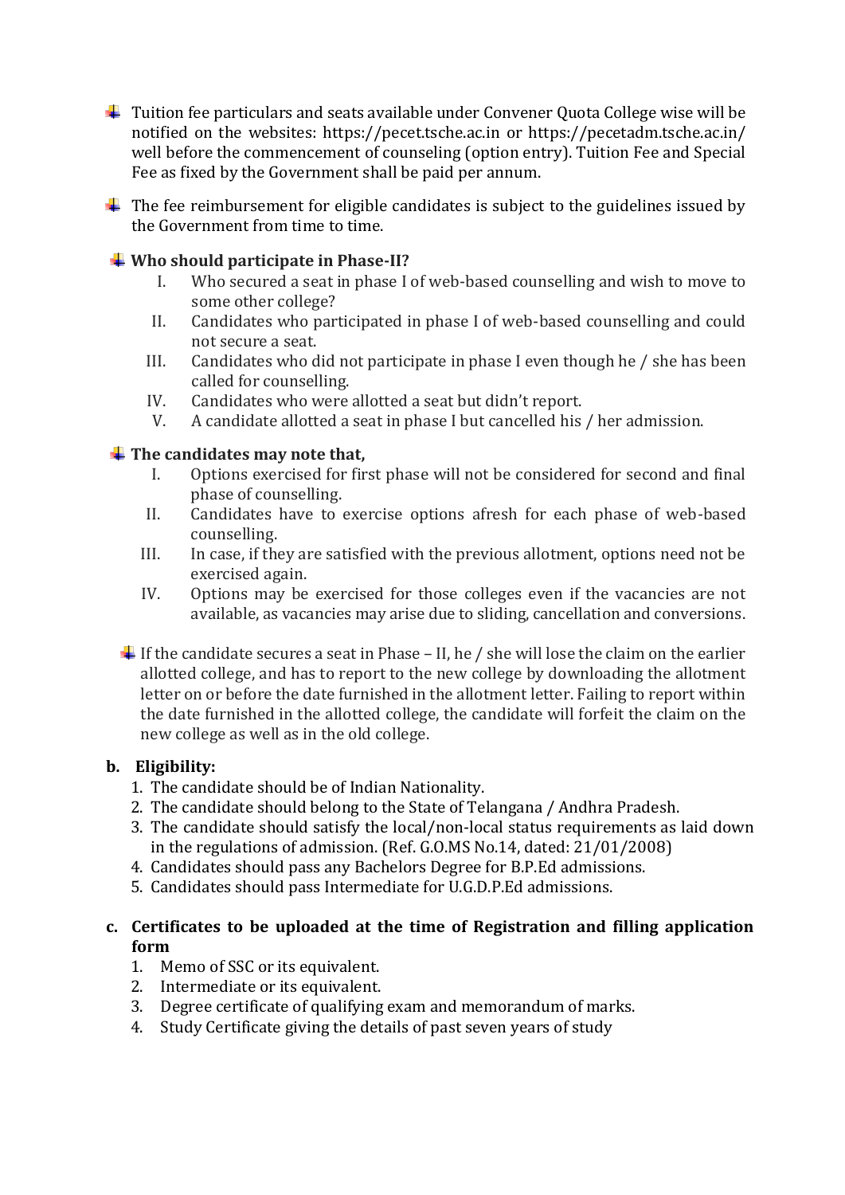- Tuition fee particulars and seats available under Convener Quota College wise will be notified on the websites: https://pecet.tsche.ac.in or https://pecetadm.tsche.ac.in/ well before the commencement of counseling (option entry). Tuition Fee and Special Fee as fixed by the Government shall be paid per annum.

- The fee reimbursement for eligible candidates is subject to the guidelines issued by the Government from time to time.

- **Who should participate in Phase-II?**
  - I. Who secured a seat in phase I of web-based counselling and wish to move to some other college?
  - II. Candidates who participated in phase I of web-based counselling and could not secure a seat.
  - III. Candidates who did not participate in phase I even though he / she has been called for counselling.
  - IV. Candidates who were allotted a seat but didn't report.
  - V. A candidate allotted a seat in phase I but cancelled his / her admission.

- **The candidates may note that,**
  - I. Options exercised for first phase will not be considered for second and final phase of counselling.
  - II. Candidates have to exercise options afresh for each phase of web-based counselling.
  - III. In case, if they are satisfied with the previous allotment, options need not be exercised again.
  - IV. Options may be exercised for those colleges even if the vacancies are not available, as vacancies may arise due to sliding, cancellation and conversions.

- If the candidate secures a seat in Phase – II, he / she will lose the claim on the earlier allotted college, and has to report to the new college by downloading the allotment letter on or before the date furnished in the allotment letter. Failing to report within the date furnished in the allotted college, the candidate will forfeit the claim on the new college as well as in the old college.

**b. Eligibility:**

1. The candidate should be of Indian Nationality.
2. The candidate should belong to the State of Telangana / Andhra Pradesh.
3. The candidate should satisfy the local/non-local status requirements as laid down in the regulations of admission. (Ref. G.O.MS No.14, dated: 21/01/2008)
4. Candidates should pass any Bachelors Degree for B.P.Ed admissions.
5. Candidates should pass Intermediate for U.G.D.P.Ed admissions.

**c. Certificates to be uploaded at the time of Registration and filling application form**

1. Memo of SSC or its equivalent.
2. Intermediate or its equivalent.
3. Degree certificate of qualifying exam and memorandum of marks.
4. Study Certificate giving the details of past seven years of study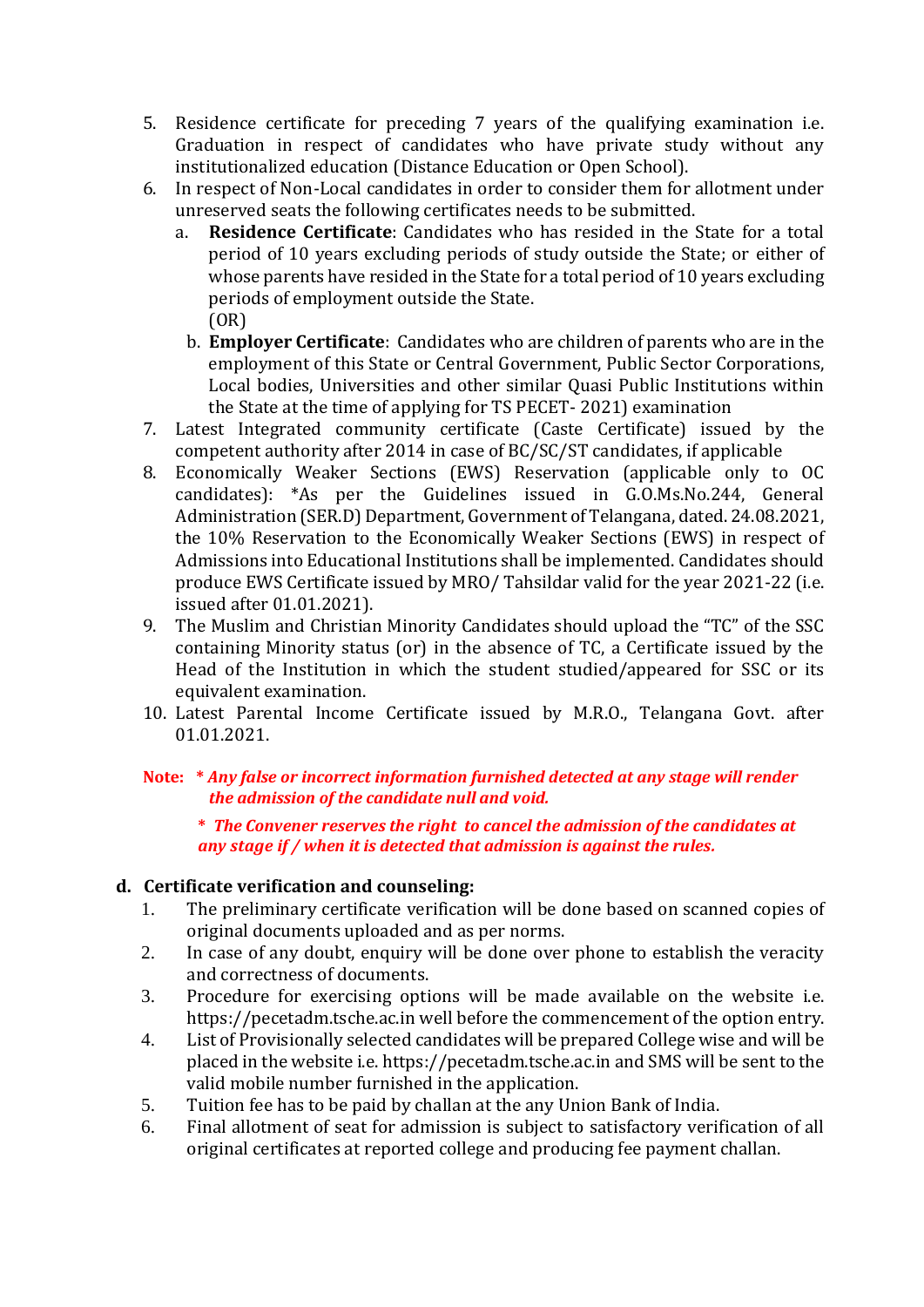5. Residence certificate for preceding 7 years of the qualifying examination i.e. Graduation in respect of candidates who have private study without any institutionalized education (Distance Education or Open School).
6. In respect of Non-Local candidates in order to consider them for allotment under unreserved seats the following certificates needs to be submitted.
    a. **Residence Certificate**: Candidates who has resided in the State for a total period of 10 years excluding periods of study outside the State; or either of whose parents have resided in the State for a total period of 10 years excluding periods of employment outside the State.
    (OR)
    b. **Employer Certificate**: Candidates who are children of parents who are in the employment of this State or Central Government, Public Sector Corporations, Local bodies, Universities and other similar Quasi Public Institutions within the State at the time of applying for TS PECET- 2021) examination
7. Latest Integrated community certificate (Caste Certificate) issued by the competent authority after 2014 in case of BC/SC/ST candidates, if applicable
8. Economically Weaker Sections (EWS) Reservation (applicable only to OC candidates): *As per the Guidelines issued in G.O.Ms.No.244, General Administration (SER.D) Department, Government of Telangana, dated. 24.08.2021, the 10% Reservation to the Economically Weaker Sections (EWS) in respect of Admissions into Educational Institutions shall be implemented. Candidates should produce EWS Certificate issued by MRO/ Tahsildar valid for the year 2021-22 (i.e. issued after 01.01.2021).
9. The Muslim and Christian Minority Candidates should upload the "TC" of the SSC containing Minority status (or) in the absence of TC, a Certificate issued by the Head of the Institution in which the student studied/appeared for SSC or its equivalent examination.
10. Latest Parental Income Certificate issued by M.R.O., Telangana Govt. after 01.01.2021.

**Note:** * ***Any false or incorrect information furnished detected at any stage will render the admission of the candidate null and void.***

* ***The Convener reserves the right to cancel the admission of the candidates at any stage if / when it is detected that admission is against the rules.***

**d. Certificate verification and counseling:**

1. The preliminary certificate verification will be done based on scanned copies of original documents uploaded and as per norms.
2. In case of any doubt, enquiry will be done over phone to establish the veracity and correctness of documents.
3. Procedure for exercising options will be made available on the website i.e. https://pecetadm.tsche.ac.in well before the commencement of the option entry.
4. List of Provisionally selected candidates will be prepared College wise and will be placed in the website i.e. https://pecetadm.tsche.ac.in and SMS will be sent to the valid mobile number furnished in the application.
5. Tuition fee has to be paid by challan at the any Union Bank of India.
6. Final allotment of seat for admission is subject to satisfactory verification of all original certificates at reported college and producing fee payment challan.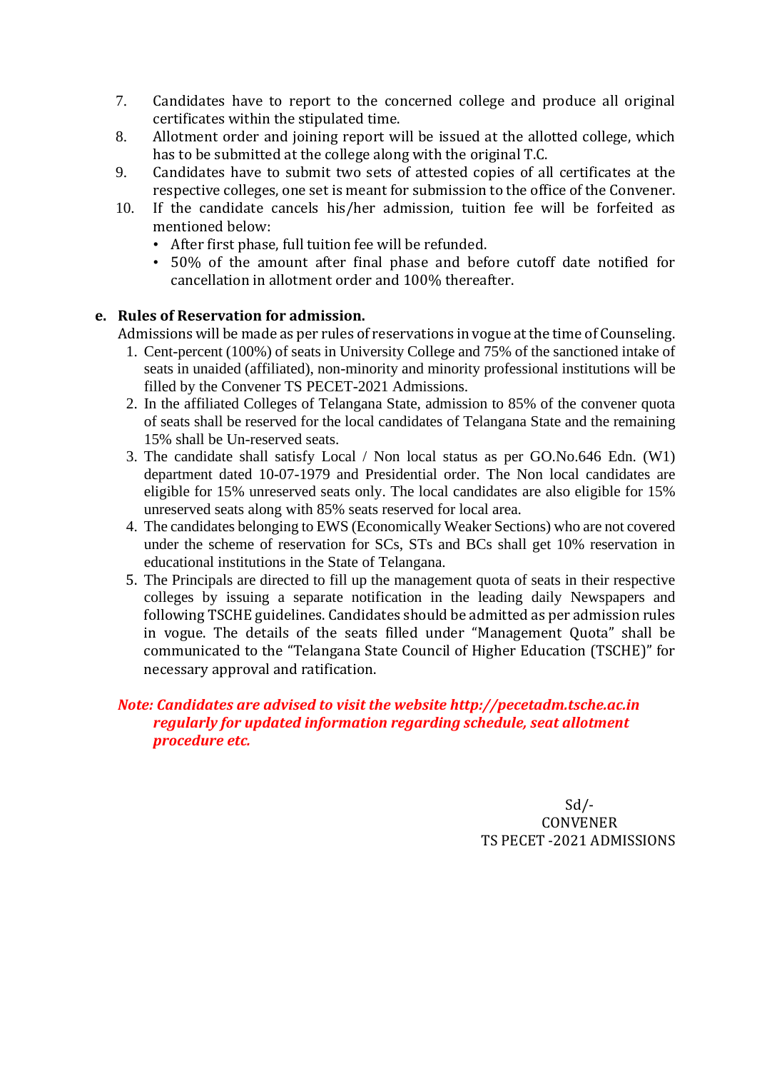7. Candidates have to report to the concerned college and produce all original certificates within the stipulated time.
8. Allotment order and joining report will be issued at the allotted college, which has to be submitted at the college along with the original T.C.
9. Candidates have to submit two sets of attested copies of all certificates at the respective colleges, one set is meant for submission to the office of the Convener.
10. If the candidate cancels his/her admission, tuition fee will be forfeited as mentioned below:
    - After first phase, full tuition fee will be refunded.
    - 50% of the amount after final phase and before cutoff date notified for cancellation in allotment order and 100% thereafter.

**e. Rules of Reservation for admission.**

Admissions will be made as per rules of reservations in vogue at the time of Counseling.

1. Cent-percent (100%) of seats in University College and 75% of the sanctioned intake of seats in unaided (affiliated), non-minority and minority professional institutions will be filled by the Convener TS PECET-2021 Admissions.
2. In the affiliated Colleges of Telangana State, admission to 85% of the convener quota of seats shall be reserved for the local candidates of Telangana State and the remaining 15% shall be Un-reserved seats.
3. The candidate shall satisfy Local / Non local status as per GO.No.646 Edn. (W1) department dated 10-07-1979 and Presidential order. The Non local candidates are eligible for 15% unreserved seats only. The local candidates are also eligible for 15% unreserved seats along with 85% seats reserved for local area.
4. The candidates belonging to EWS (Economically Weaker Sections) who are not covered under the scheme of reservation for SCs, STs and BCs shall get 10% reservation in educational institutions in the State of Telangana.
5. The Principals are directed to fill up the management quota of seats in their respective colleges by issuing a separate notification in the leading daily Newspapers and following TSCHE guidelines. Candidates should be admitted as per admission rules in vogue. The details of the seats filled under "Management Quota" shall be communicated to the "Telangana State Council of Higher Education (TSCHE)" for necessary approval and ratification.

***Note: Candidates are advised to visit the website http://pecetadm.tsche.ac.in regularly for updated information regarding schedule, seat allotment procedure etc.***

Sd/-
CONVENER
TS PECET -2021 ADMISSIONS